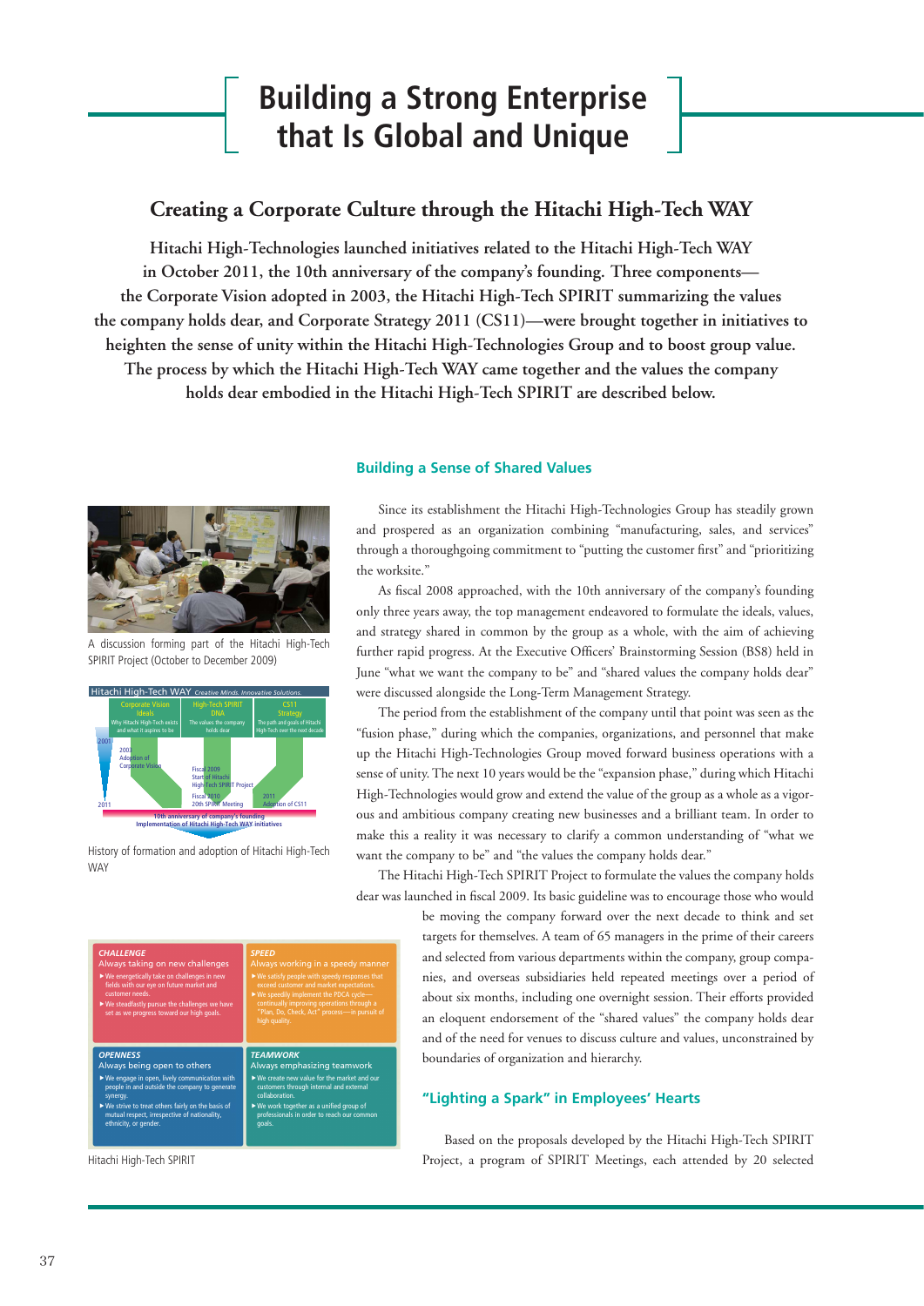# Building a Strong Enterprise that Is Global and Unique

## Creating a Corporate Culture through the Hitachi High-Tech WAY

**Hitachi High-Technologies launched initiatives related to the Hitachi High-Tech WAY in October 2011, the 10th anniversary of the company's founding. Three components—the Corporate Vision adopted in 2003, the Hitachi High-Tech SPIRIT summarizing the values the company holds dear, and Corporate Strategy 2011 (CS11)—were brought together in initiatives to heighten the sense of unity within the Hitachi High-Technologies Group and to boost group value. The process by which the Hitachi High-Tech WAY came together and the values the company holds dear embodied in the Hitachi High-Tech SPIRIT are described below.**

### Building a Sense of Shared Values

Since its establishment the Hitachi High-Technologies Group has steadily grown and prospered as an organization combining "manufacturing, sales, and services" through a thoroughgoing commitment to "putting the customer first" and "prioritizing the worksite."

As fiscal 2008 approached, with the 10th anniversary of the company's founding only three years away, the top management endeavored to formulate the ideals, values, and strategy shared in common by the group as a whole, with the aim of achieving further rapid progress. At the Executive Officers' Brainstorming Session (BS8) held in June "what we want the company to be" and "shared values the company holds dear" were discussed alongside the Long-Term Management Strategy.

The period from the establishment of the company until that point was seen as the "fusion phase," during which the companies, organizations, and personnel that make up the Hitachi High-Technologies Group moved forward business operations with a sense of unity. The next 10 years would be the "expansion phase," during which Hitachi High-Technologies would grow and extend the value of the group as a whole as a vigorous and ambitious company creating new businesses and a brilliant team. In order to make this a reality it was necessary to clarify a common understanding of "what we want the company to be" and "the values the company holds dear."

The Hitachi High-Tech SPIRIT Project to formulate the values the company holds dear was launched in fiscal 2009. Its basic guideline was to encourage those who would be moving the company forward over the next decade to think and set targets for themselves. A team of 65 managers in the prime of their careers and selected from various departments within the company, group companies, and overseas subsidiaries held repeated meetings over a period of about six months, including one overnight session. Their efforts provided an eloquent endorsement of the "shared values" the company holds dear and of the need for venues to discuss culture and values, unconstrained by boundaries of organization and hierarchy.

A discussion forming part of the Hitachi High-Tech SPIRIT Project (October to December 2009)

Hitachi High-Tech WAY *Creative Minds. Innovative Solutions.*

| Corporate Vision | High-Tech SPIRIT | CS11 |
|---|---|---|
| Ideals | DNA | Strategy |
| Why Hitachi High-Tech exists and what it aspires to be | The values the company holds dear | The path and goals of Hitachi High-Tech over the next decade |

2001 – 2003 Adoption of Corporate Vision – Fiscal 2009 Start of Hitachi High-Tech SPIRIT Project – Fiscal 2010 20th SPIRIT Meeting – 2011 Adoption of CS11 – 2011

10th anniversary of company's founding
Implementation of Hitachi High-Tech WAY initiatives

History of formation and adoption of Hitachi High-Tech WAY

**CHALLENGE**
Always taking on new challenges
- We energetically take on challenges in new fields with our eye on future market and customer needs.
- We steadfastly pursue the challenges we have set as we progress toward our high goals.

**SPEED**
Always working in a speedy manner
- We satisfy people with speedy responses that exceed customer and market expectations.
- We speedily implement the PDCA cycle—continually improving operations through a "Plan, Do, Check, Act" process—in pursuit of high quality.

**OPENNESS**
Always being open to others
- We engage in open, lively communication with people in and outside the company to generate synergy.
- We strive to treat others fairly on the basis of mutual respect, irrespective of nationality, ethnicity, or gender.

**TEAMWORK**
Always emphasizing teamwork
- We create new value for the market and our customers through internal and external collaboration.
- We work together as a unified group of professionals in order to reach our common goals.

Hitachi High-Tech SPIRIT

### "Lighting a Spark" in Employees' Hearts

Based on the proposals developed by the Hitachi High-Tech SPIRIT Project, a program of SPIRIT Meetings, each attended by 20 selected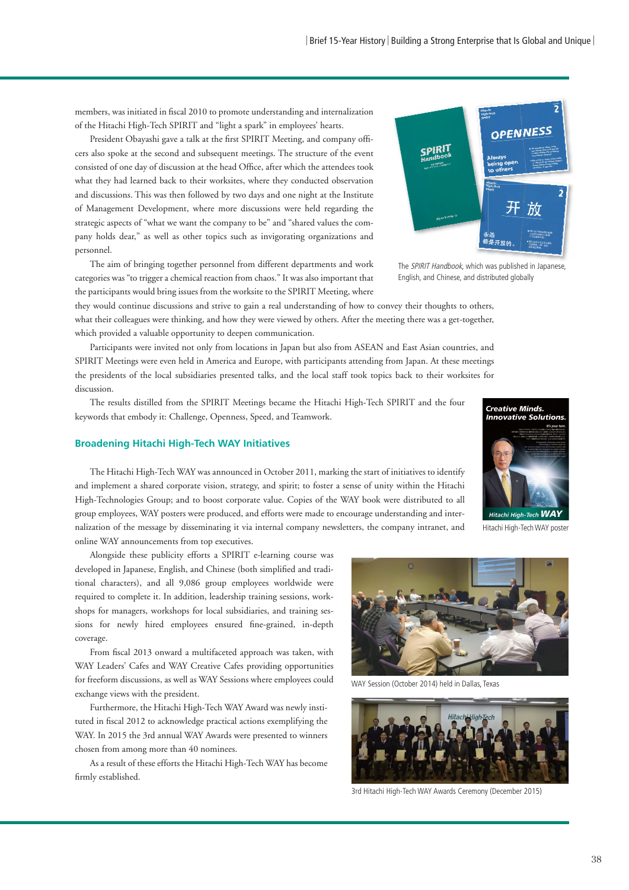members, was initiated in fiscal 2010 to promote understanding and internalization of the Hitachi High-Tech SPIRIT and "light a spark" in employees' hearts.

President Obayashi gave a talk at the first SPIRIT Meeting, and company officers also spoke at the second and subsequent meetings. The structure of the event consisted of one day of discussion at the head Office, after which the attendees took what they had learned back to their worksites, where they conducted observation and discussions. This was then followed by two days and one night at the Institute of Management Development, where more discussions were held regarding the strategic aspects of "what we want the company to be" and "shared values the company holds dear," as well as other topics such as invigorating organizations and personnel.

The aim of bringing together personnel from different departments and work categories was "to trigger a chemical reaction from chaos." It was also important that the participants would bring issues from the worksite to the SPIRIT Meeting, where they would continue discussions and strive to gain a real understanding of how to convey their thoughts to others, what their colleagues were thinking, and how they were viewed by others. After the meeting there was a get-together, which provided a valuable opportunity to deepen communication.

The *SPIRIT Handbook*, which was published in Japanese, English, and Chinese, and distributed globally

Participants were invited not only from locations in Japan but also from ASEAN and East Asian countries, and SPIRIT Meetings were even held in America and Europe, with participants attending from Japan. At these meetings the presidents of the local subsidiaries presented talks, and the local staff took topics back to their worksites for discussion.

The results distilled from the SPIRIT Meetings became the Hitachi High-Tech SPIRIT and the four keywords that embody it: Challenge, Openness, Speed, and Teamwork.

## Broadening Hitachi High-Tech WAY Initiatives

The Hitachi High-Tech WAY was announced in October 2011, marking the start of initiatives to identify and implement a shared corporate vision, strategy, and spirit; to foster a sense of unity within the Hitachi High-Technologies Group; and to boost corporate value. Copies of the WAY book were distributed to all group employees, WAY posters were produced, and efforts were made to encourage understanding and internalization of the message by disseminating it via internal company newsletters, the company intranet, and online WAY announcements from top executives.

Hitachi High-Tech WAY poster

Alongside these publicity efforts a SPIRIT e-learning course was developed in Japanese, English, and Chinese (both simplified and traditional characters), and all 9,086 group employees worldwide were required to complete it. In addition, leadership training sessions, workshops for managers, workshops for local subsidiaries, and training sessions for newly hired employees ensured fine-grained, in-depth coverage.

From fiscal 2013 onward a multifaceted approach was taken, with WAY Leaders' Cafes and WAY Creative Cafes providing opportunities for freeform discussions, as well as WAY Sessions where employees could exchange views with the president.

WAY Session (October 2014) held in Dallas, Texas

Furthermore, the Hitachi High-Tech WAY Award was newly instituted in fiscal 2012 to acknowledge practical actions exemplifying the WAY. In 2015 the 3rd annual WAY Awards were presented to winners chosen from among more than 40 nominees.

As a result of these efforts the Hitachi High-Tech WAY has become firmly established.

3rd Hitachi High-Tech WAY Awards Ceremony (December 2015)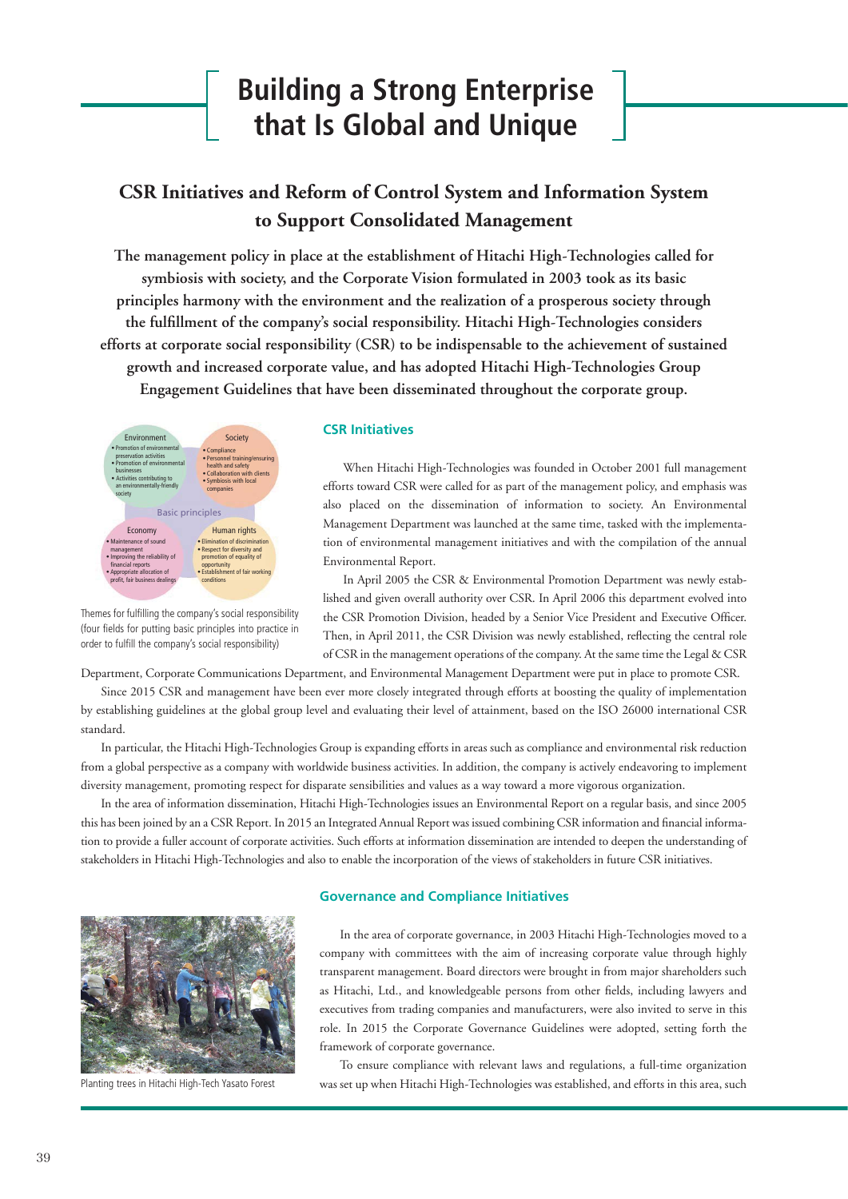# Building a Strong Enterprise that Is Global and Unique

## CSR Initiatives and Reform of Control System and Information System to Support Consolidated Management

**The management policy in place at the establishment of Hitachi High-Technologies called for symbiosis with society, and the Corporate Vision formulated in 2003 took as its basic principles harmony with the environment and the realization of a prosperous society through the fulfillment of the company's social responsibility. Hitachi High-Technologies considers efforts at corporate social responsibility (CSR) to be indispensable to the achievement of sustained growth and increased corporate value, and has adopted Hitachi High-Technologies Group Engagement Guidelines that have been disseminated throughout the corporate group.**

Environment
- Promotion of environmental preservation activities
- Promotion of environmental businesses
- Activities contributing to an environmentally-friendly society

Society
- Compliance
- Personnel training/ensuring health and safety
- Collaboration with clients
- Symbiosis with local companies

Basic principles

Economy
- Maintenance of sound management
- Improving the reliability of financial reports
- Appropriate allocation of profit, fair business dealings

Human rights
- Elimination of discrimination
- Respect for diversity and promotion of equality of opportunity
- Establishment of fair working conditions

Themes for fulfilling the company's social responsibility (four fields for putting basic principles into practice in order to fulfill the company's social responsibility)

### CSR Initiatives

When Hitachi High-Technologies was founded in October 2001 full management efforts toward CSR were called for as part of the management policy, and emphasis was also placed on the dissemination of information to society. An Environmental Management Department was launched at the same time, tasked with the implementation of environmental management initiatives and with the compilation of the annual Environmental Report.

In April 2005 the CSR & Environmental Promotion Department was newly established and given overall authority over CSR. In April 2006 this department evolved into the CSR Promotion Division, headed by a Senior Vice President and Executive Officer. Then, in April 2011, the CSR Division was newly established, reflecting the central role of CSR in the management operations of the company. At the same time the Legal & CSR Department, Corporate Communications Department, and Environmental Management Department were put in place to promote CSR.

Since 2015 CSR and management have been ever more closely integrated through efforts at boosting the quality of implementation by establishing guidelines at the global group level and evaluating their level of attainment, based on the ISO 26000 international CSR standard.

In particular, the Hitachi High-Technologies Group is expanding efforts in areas such as compliance and environmental risk reduction from a global perspective as a company with worldwide business activities. In addition, the company is actively endeavoring to implement diversity management, promoting respect for disparate sensibilities and values as a way toward a more vigorous organization.

In the area of information dissemination, Hitachi High-Technologies issues an Environmental Report on a regular basis, and since 2005 this has been joined by an a CSR Report. In 2015 an Integrated Annual Report was issued combining CSR information and financial information to provide a fuller account of corporate activities. Such efforts at information dissemination are intended to deepen the understanding of stakeholders in Hitachi High-Technologies and also to enable the incorporation of the views of stakeholders in future CSR initiatives.

Planting trees in Hitachi High-Tech Yasato Forest

### Governance and Compliance Initiatives

In the area of corporate governance, in 2003 Hitachi High-Technologies moved to a company with committees with the aim of increasing corporate value through highly transparent management. Board directors were brought in from major shareholders such as Hitachi, Ltd., and knowledgeable persons from other fields, including lawyers and executives from trading companies and manufacturers, were also invited to serve in this role. In 2015 the Corporate Governance Guidelines were adopted, setting forth the framework of corporate governance.

To ensure compliance with relevant laws and regulations, a full-time organization was set up when Hitachi High-Technologies was established, and efforts in this area, such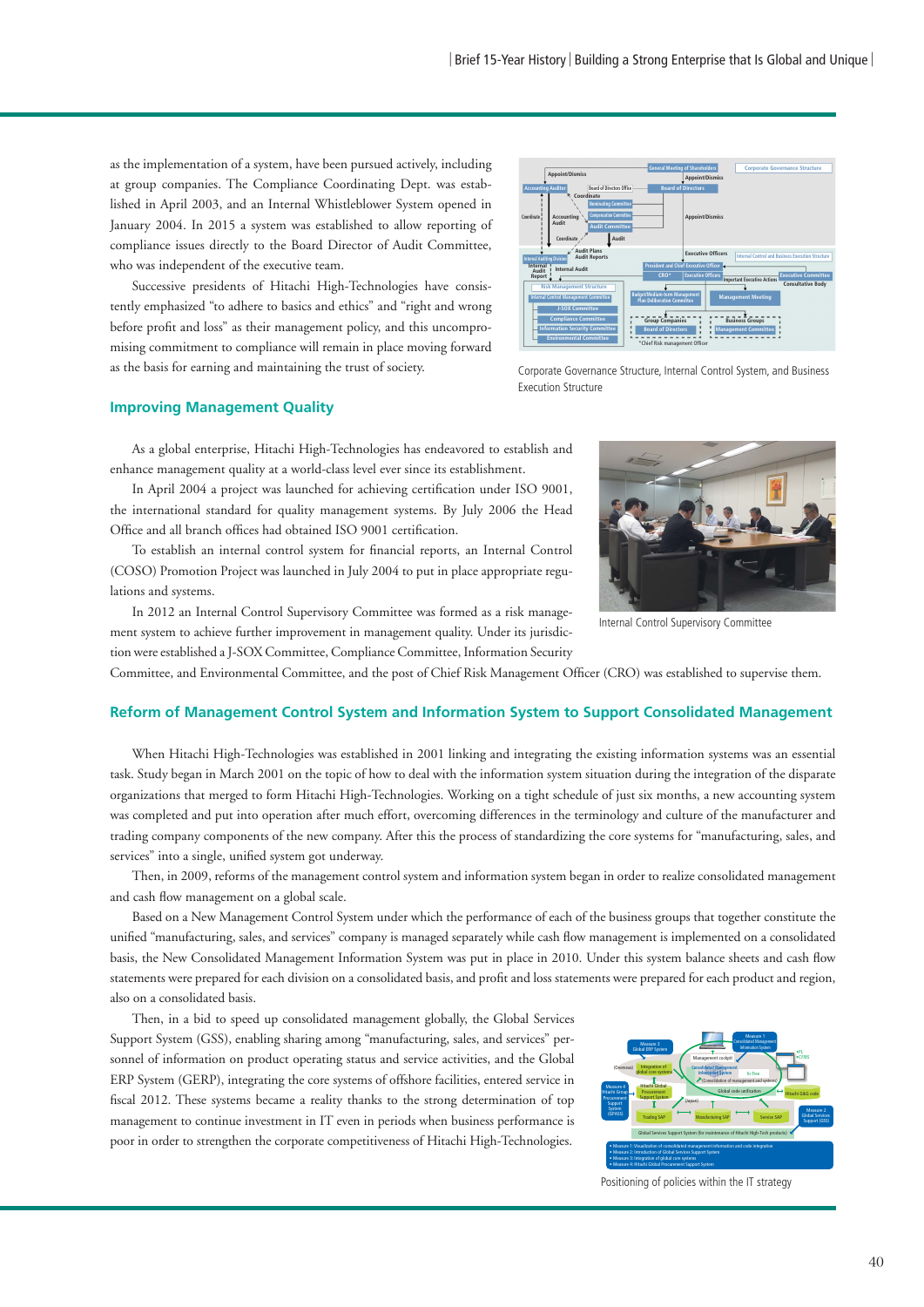as the implementation of a system, have been pursued actively, including at group companies. The Compliance Coordinating Dept. was established in April 2003, and an Internal Whistleblower System opened in January 2004. In 2015 a system was established to allow reporting of compliance issues directly to the Board Director of Audit Committee, who was independent of the executive team.

Successive presidents of Hitachi High-Technologies have consistently emphasized "to adhere to basics and ethics" and "right and wrong before profit and loss" as their management policy, and this uncompromising commitment to compliance will remain in place moving forward as the basis for earning and maintaining the trust of society.

Corporate Governance Structure, Internal Control System, and Business Execution Structure

## Improving Management Quality

As a global enterprise, Hitachi High-Technologies has endeavored to establish and enhance management quality at a world-class level ever since its establishment.

In April 2004 a project was launched for achieving certification under ISO 9001, the international standard for quality management systems. By July 2006 the Head Office and all branch offices had obtained ISO 9001 certification.

To establish an internal control system for financial reports, an Internal Control (COSO) Promotion Project was launched in July 2004 to put in place appropriate regulations and systems.

In 2012 an Internal Control Supervisory Committee was formed as a risk management system to achieve further improvement in management quality. Under its jurisdiction were established a J-SOX Committee, Compliance Committee, Information Security Committee, and Environmental Committee, and the post of Chief Risk Management Officer (CRO) was established to supervise them.

Internal Control Supervisory Committee

## Reform of Management Control System and Information System to Support Consolidated Management

When Hitachi High-Technologies was established in 2001 linking and integrating the existing information systems was an essential task. Study began in March 2001 on the topic of how to deal with the information system situation during the integration of the disparate organizations that merged to form Hitachi High-Technologies. Working on a tight schedule of just six months, a new accounting system was completed and put into operation after much effort, overcoming differences in the terminology and culture of the manufacturer and trading company components of the new company. After this the process of standardizing the core systems for "manufacturing, sales, and services" into a single, unified system got underway.

Then, in 2009, reforms of the management control system and information system began in order to realize consolidated management and cash flow management on a global scale.

Based on a New Management Control System under which the performance of each of the business groups that together constitute the unified "manufacturing, sales, and services" company is managed separately while cash flow management is implemented on a consolidated basis, the New Consolidated Management Information System was put in place in 2010. Under this system balance sheets and cash flow statements were prepared for each division on a consolidated basis, and profit and loss statements were prepared for each product and region, also on a consolidated basis.

Then, in a bid to speed up consolidated management globally, the Global Services Support System (GSS), enabling sharing among "manufacturing, sales, and services" personnel of information on product operating status and service activities, and the Global ERP System (GERP), integrating the core systems of offshore facilities, entered service in fiscal 2012. These systems became a reality thanks to the strong determination of top management to continue investment in IT even in periods when business performance is poor in order to strengthen the corporate competitiveness of Hitachi High-Technologies.

Positioning of policies within the IT strategy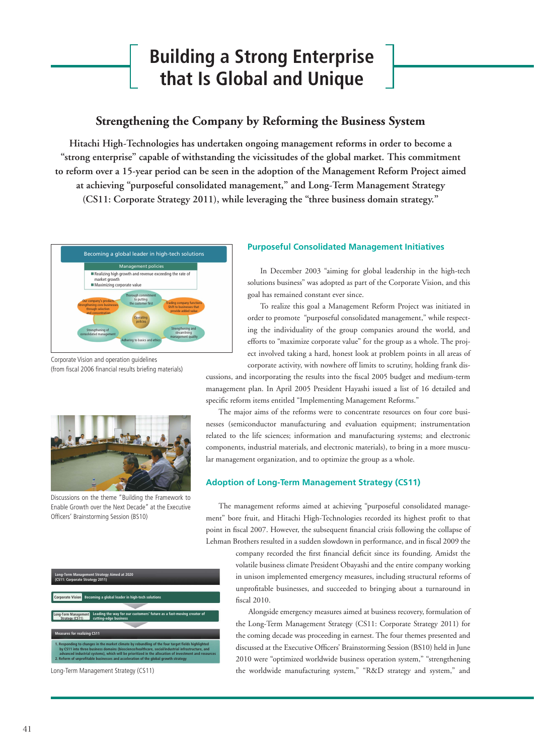# Building a Strong Enterprise that Is Global and Unique

## Strengthening the Company by Reforming the Business System

**Hitachi High-Technologies has undertaken ongoing management reforms in order to become a "strong enterprise" capable of withstanding the vicissitudes of the global market. This commitment to reform over a 15-year period can be seen in the adoption of the Management Reform Project aimed at achieving "purposeful consolidated management," and Long-Term Management Strategy (CS11: Corporate Strategy 2011), while leveraging the "three business domain strategy."**

Becoming a global leader in high-tech solutions

Management policies
- Realizing high growth and revenue exceeding the rate of market growth
- Maximizing corporate value

Operating policies: Thorough commitment to putting the customer first; Trading company functions Shift to businesses that provide added value; Strengthening and streamlining management quality; Adhering to basics and ethics; Strengthening of consolidated management; Our company's products Strengthening core businesses through selection and concentration

Corporate Vision and operation guidelines
(from fiscal 2006 financial results briefing materials)

Discussions on the theme "Building the Framework to Enable Growth over the Next Decade" at the Executive Officers' Brainstorming Session (BS10)

Long-Term Management Strategy Aimed at 2020
(CS11: Corporate Strategy 2011)

Corporate Vision: Becoming a global leader in high-tech solutions

Long-Term Management Strategy (CS11): Leading the way for our customers' future as a fast-moving creator of cutting-edge business

Measures for realizing CS11

1. Responding to changes in the market climate by rebundling of the four target fields highlighted by CS11 into three business domains (bioscience/healthcare, social/industrial infrastructure, and advanced industrial systems), which will be prioritized in the allocation of investment and resources
2. Reform of unprofitable businesses and acceleration of the global growth strategy

Long-Term Management Strategy (CS11)

### Purposeful Consolidated Management Initiatives

In December 2003 "aiming for global leadership in the high-tech solutions business" was adopted as part of the Corporate Vision, and this goal has remained constant ever since.

To realize this goal a Management Reform Project was initiated in order to promote "purposeful consolidated management," while respecting the individuality of the group companies around the world, and efforts to "maximize corporate value" for the group as a whole. The project involved taking a hard, honest look at problem points in all areas of corporate activity, with nowhere off limits to scrutiny, holding frank discussions, and incorporating the results into the fiscal 2005 budget and medium-term management plan. In April 2005 President Hayashi issued a list of 16 detailed and specific reform items entitled "Implementing Management Reforms."

The major aims of the reforms were to concentrate resources on four core businesses (semiconductor manufacturing and evaluation equipment; instrumentation related to the life sciences; information and manufacturing systems; and electronic components, industrial materials, and electronic materials), to bring in a more muscular management organization, and to optimize the group as a whole.

### Adoption of Long-Term Management Strategy (CS11)

The management reforms aimed at achieving "purposeful consolidated management" bore fruit, and Hitachi High-Technologies recorded its highest profit to that point in fiscal 2007. However, the subsequent financial crisis following the collapse of Lehman Brothers resulted in a sudden slowdown in performance, and in fiscal 2009 the company recorded the first financial deficit since its founding. Amidst the volatile business climate President Obayashi and the entire company working in unison implemented emergency measures, including structural reforms of unprofitable businesses, and succeeded to bringing about a turnaround in fiscal 2010.

Alongside emergency measures aimed at business recovery, formulation of the Long-Term Management Strategy (CS11: Corporate Strategy 2011) for the coming decade was proceeding in earnest. The four themes presented and discussed at the Executive Officers' Brainstorming Session (BS10) held in June 2010 were "optimized worldwide business operation system," "strengthening the worldwide manufacturing system," "R&D strategy and system," and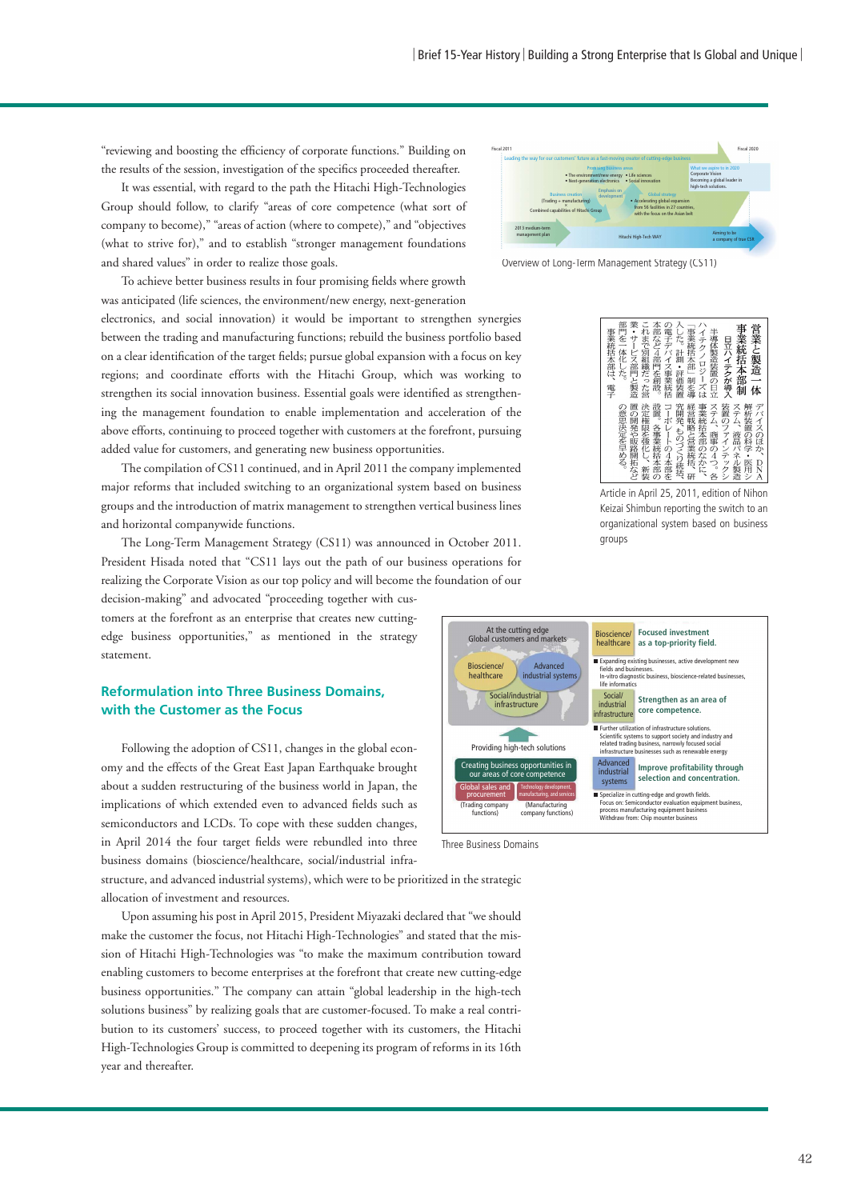"reviewing and boosting the efficiency of corporate functions." Building on the results of the session, investigation of the specifics proceeded thereafter.

It was essential, with regard to the path the Hitachi High-Technologies Group should follow, to clarify "areas of core competence (what sort of company to become)," "areas of action (where to compete)," and "objectives (what to strive for)," and to establish "stronger management foundations and shared values" in order to realize those goals.

To achieve better business results in four promising fields where growth was anticipated (life sciences, the environment/new energy, next-generation electronics, and social innovation) it would be important to strengthen synergies between the trading and manufacturing functions; rebuild the business portfolio based on a clear identification of the target fields; pursue global expansion with a focus on key regions; and coordinate efforts with the Hitachi Group, which was working to strengthen its social innovation business. Essential goals were identified as strengthening the management foundation to enable implementation and acceleration of the above efforts, continuing to proceed together with customers at the forefront, pursuing added value for customers, and generating new business opportunities.

The compilation of CS11 continued, and in April 2011 the company implemented major reforms that included switching to an organizational system based on business groups and the introduction of matrix management to strengthen vertical business lines and horizontal companywide functions.

The Long-Term Management Strategy (CS11) was announced in October 2011. President Hisada noted that "CS11 lays out the path of our business operations for realizing the Corporate Vision as our top policy and will become the foundation of our decision-making" and advocated "proceeding together with customers at the forefront as an enterprise that creates new cutting-edge business opportunities," as mentioned in the strategy statement.

Fiscal 2011

Fiscal 2020

Leading the way for our customers' future as a fast-moving creator of cutting-edge business

Promising business areas
• The environment/new energy • Life sciences
• Next-generation electronics • Social innovation

What we aspire to in 2020
Corporate Vision
Becoming a global leader in high-tech solutions.

Business creation
(Trading + manufacturing)
×
Combined capabilities of Hitachi Group

Emphasis on development

Global strategy
• Accelerating global expansion from 56 facilities in 27 countries, with the focus on the Asian belt

2013 medium-term management plan

Hitachi High-Tech WAY

Aiming to be a company of true CSR

Overview of Long-Term Management Strategy (CS11)

営業と製造一体
事業統括本部制
日立ハイテクが導入
ハイテクノロジーズは「事業統括本部」制を導入した。計測・評価装置の電子デバイス事業統括本部など4部門を創設。これまで別組織だった営業・サービス部門と製造部門を一体化した。事業統括本部は、電子デバイスのほか、DNA解析装置の科学・医用システム、液晶パネル製造装置のファインテックシステム、商事の4つ。各事業統括本部のなかに、研究開発、ものづくり統括、経営戦略と営業統括、コーポレートの4本部の設置。各事業統括本部の決定権限を強化し、新装置の開発や販路開拓などの意思決定を早める。

Article in April 25, 2011, edition of Nihon Keizai Shimbun reporting the switch to an organizational system based on business groups

## Reformulation into Three Business Domains, with the Customer as the Focus

Following the adoption of CS11, changes in the global economy and the effects of the Great East Japan Earthquake brought about a sudden restructuring of the business world in Japan, the implications of which extended even to advanced fields such as semiconductors and LCDs. To cope with these sudden changes, in April 2014 the four target fields were rebundled into three business domains (bioscience/healthcare, social/industrial infrastructure, and advanced industrial systems), which were to be prioritized in the strategic allocation of investment and resources.

At the cutting edge
Global customers and markets

Bioscience/healthcare

Advanced industrial systems

Social/industrial infrastructure

Providing high-tech solutions

Creating business opportunities in our areas of core competence

Global sales and procurement
(Trading company functions)

Technology development, manufacturing, and services
(Manufacturing company functions)

Bioscience/healthcare — Focused investment as a top-priority field.
■ Expanding existing businesses, active development new fields and businesses.
In-vitro diagnostic business, bioscience-related businesses, life informatics

Social/industrial infrastructure — Strengthen as an area of core competence.
■ Further utilization of infrastructure solutions.
Scientific systems to support society and industry and related trading business, narrowly focused social infrastructure businesses such as renewable energy

Advanced industrial systems — Improve profitability through selection and concentration.
■ Specialize in cutting-edge and growth fields.
Focus on: Semiconductor evaluation equipment business, process manufacturing equipment business
Withdraw from: Chip mounter business

Three Business Domains

Upon assuming his post in April 2015, President Miyazaki declared that "we should make the customer the focus, not Hitachi High-Technologies" and stated that the mission of Hitachi High-Technologies was "to make the maximum contribution toward enabling customers to become enterprises at the forefront that create new cutting-edge business opportunities." The company can attain "global leadership in the high-tech solutions business" by realizing goals that are customer-focused. To make a real contribution to its customers' success, to proceed together with its customers, the Hitachi High-Technologies Group is committed to deepening its program of reforms in its 16th year and thereafter.